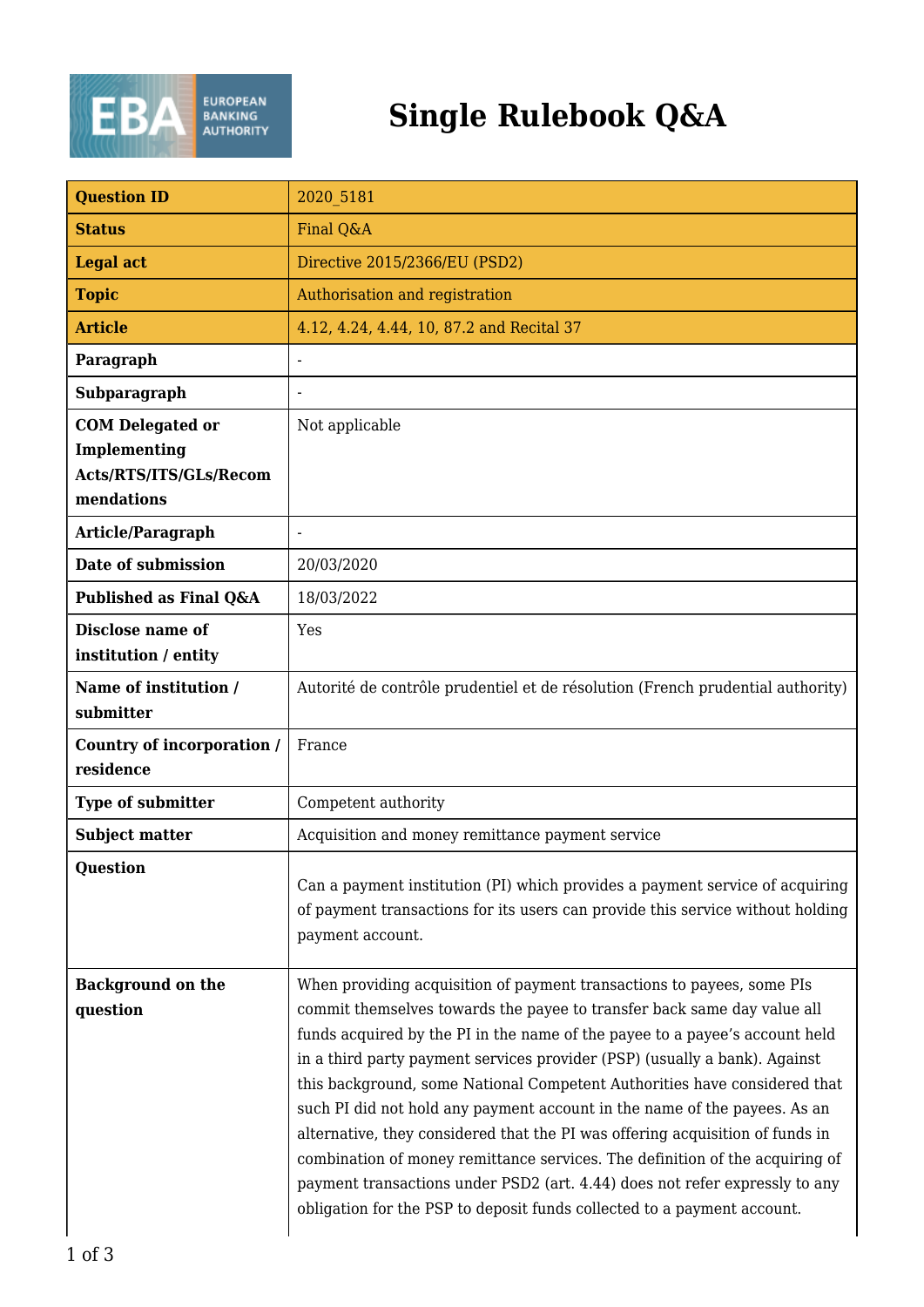# Single Rulebook Q&A

| | |
|---|---|
| **Question ID** | 2020_5181 |
| **Status** | Final Q&A |
| **Legal act** | Directive 2015/2366/EU (PSD2) |
| **Topic** | Authorisation and registration |
| **Article** | 4.12, 4.24, 4.44, 10, 87.2 and Recital 37 |
| **Paragraph** | - |
| **Subparagraph** | - |
| **COM Delegated or Implementing Acts/RTS/ITS/GLs/Recommendations** | Not applicable |
| **Article/Paragraph** | - |
| **Date of submission** | 20/03/2020 |
| **Published as Final Q&A** | 18/03/2022 |
| **Disclose name of institution / entity** | Yes |
| **Name of institution / submitter** | Autorité de contrôle prudentiel et de résolution (French prudential authority) |
| **Country of incorporation / residence** | France |
| **Type of submitter** | Competent authority |
| **Subject matter** | Acquisition and money remittance payment service |
| **Question** | Can a payment institution (PI) which provides a payment service of acquiring of payment transactions for its users can provide this service without holding payment account. |
| **Background on the question** | When providing acquisition of payment transactions to payees, some PIs commit themselves towards the payee to transfer back same day value all funds acquired by the PI in the name of the payee to a payee's account held in a third party payment services provider (PSP) (usually a bank). Against this background, some National Competent Authorities have considered that such PI did not hold any payment account in the name of the payees. As an alternative, they considered that the PI was offering acquisition of funds in combination of money remittance services. The definition of the acquiring of payment transactions under PSD2 (art. 4.44) does not refer expressly to any obligation for the PSP to deposit funds collected to a payment account. |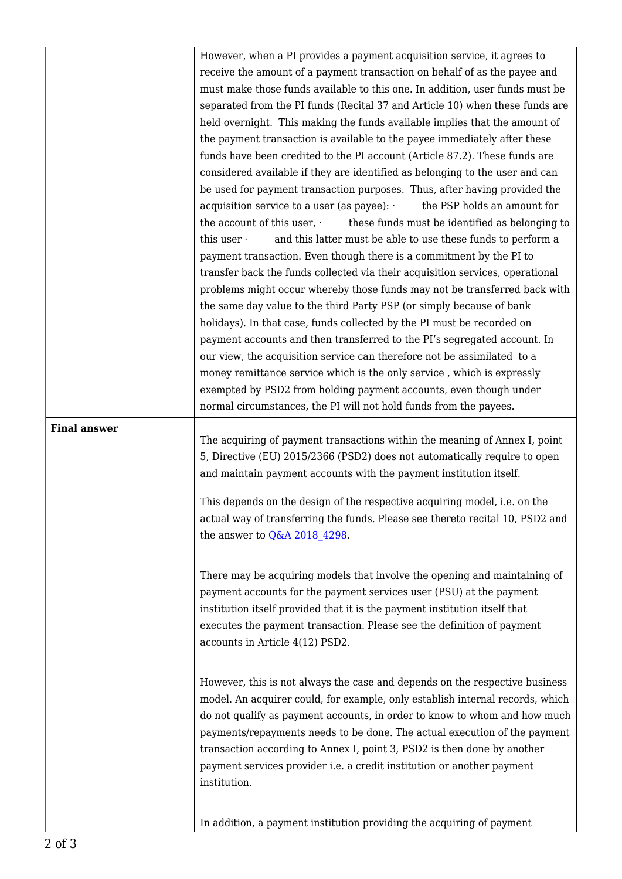| | |
|---|---|
| | However, when a PI provides a payment acquisition service, it agrees to receive the amount of a payment transaction on behalf of as the payee and must make those funds available to this one. In addition, user funds must be separated from the PI funds (Recital 37 and Article 10) when these funds are held overnight. This making the funds available implies that the amount of the payment transaction is available to the payee immediately after these funds have been credited to the PI account (Article 87.2). These funds are considered available if they are identified as belonging to the user and can be used for payment transaction purposes. Thus, after having provided the acquisition service to a user (as payee): · the PSP holds an amount for the account of this user, · these funds must be identified as belonging to this user · and this latter must be able to use these funds to perform a payment transaction. Even though there is a commitment by the PI to transfer back the funds collected via their acquisition services, operational problems might occur whereby those funds may not be transferred back with the same day value to the third Party PSP (or simply because of bank holidays). In that case, funds collected by the PI must be recorded on payment accounts and then transferred to the PI's segregated account. In our view, the acquisition service can therefore not be assimilated to a money remittance service which is the only service , which is expressly exempted by PSD2 from holding payment accounts, even though under normal circumstances, the PI will not hold funds from the payees. |
| **Final answer** | The acquiring of payment transactions within the meaning of Annex I, point 5, Directive (EU) 2015/2366 (PSD2) does not automatically require to open and maintain payment accounts with the payment institution itself.<br><br>This depends on the design of the respective acquiring model, i.e. on the actual way of transferring the funds. Please see thereto recital 10, PSD2 and the answer to Q&A 2018_4298.<br><br>There may be acquiring models that involve the opening and maintaining of payment accounts for the payment services user (PSU) at the payment institution itself provided that it is the payment institution itself that executes the payment transaction. Please see the definition of payment accounts in Article 4(12) PSD2.<br><br>However, this is not always the case and depends on the respective business model. An acquirer could, for example, only establish internal records, which do not qualify as payment accounts, in order to know to whom and how much payments/repayments needs to be done. The actual execution of the payment transaction according to Annex I, point 3, PSD2 is then done by another payment services provider i.e. a credit institution or another payment institution.<br><br>In addition, a payment institution providing the acquiring of payment |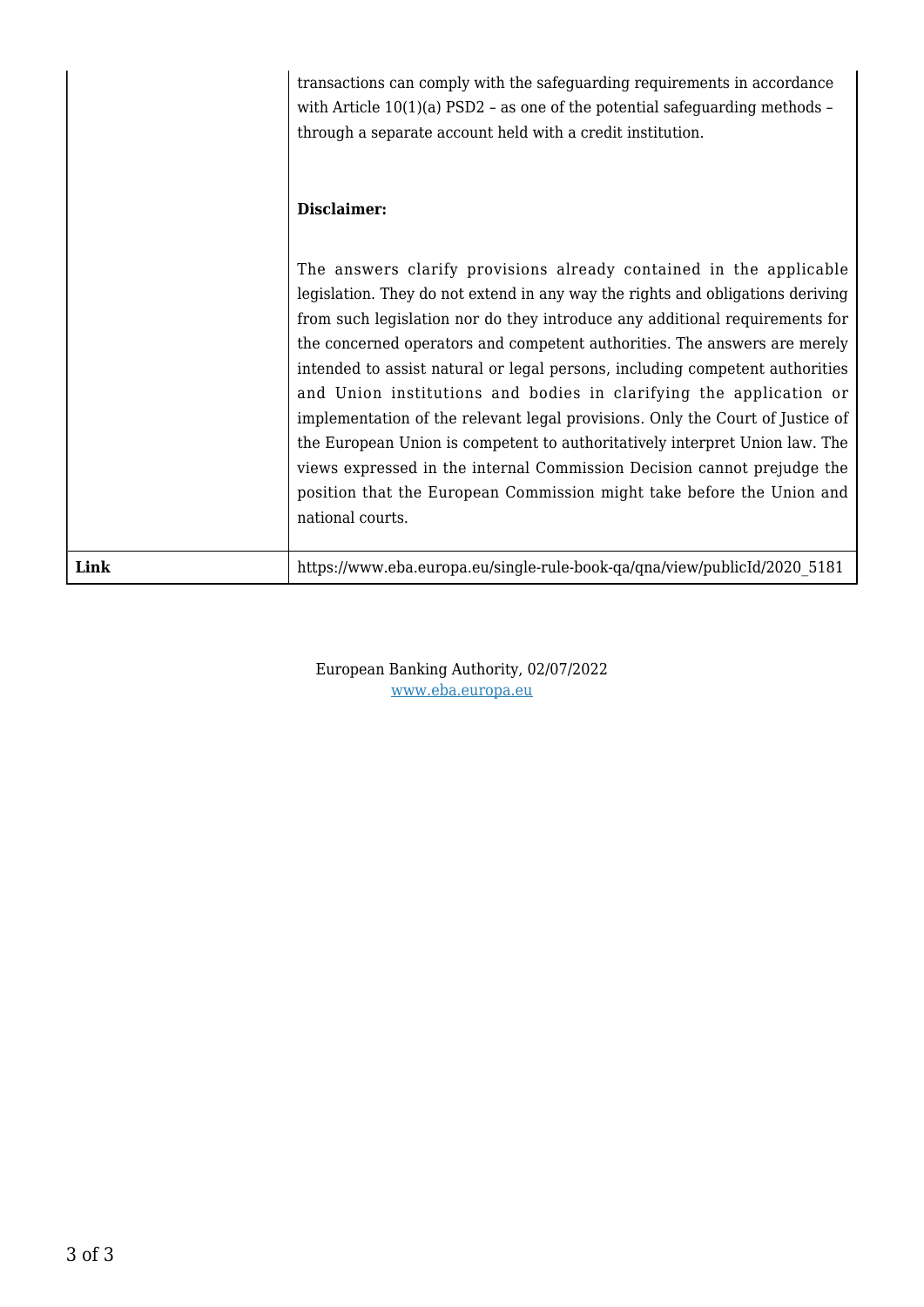| | |
|---|---|
| | transactions can comply with the safeguarding requirements in accordance with Article 10(1)(a) PSD2 – as one of the potential safeguarding methods – through a separate account held with a credit institution.<br><br>**Disclaimer:**<br><br>The answers clarify provisions already contained in the applicable legislation. They do not extend in any way the rights and obligations deriving from such legislation nor do they introduce any additional requirements for the concerned operators and competent authorities. The answers are merely intended to assist natural or legal persons, including competent authorities and Union institutions and bodies in clarifying the application or implementation of the relevant legal provisions. Only the Court of Justice of the European Union is competent to authoritatively interpret Union law. The views expressed in the internal Commission Decision cannot prejudge the position that the European Commission might take before the Union and national courts. |
| **Link** | https://www.eba.europa.eu/single-rule-book-qa/qna/view/publicId/2020_5181 |

European Banking Authority, 02/07/2022
www.eba.europa.eu